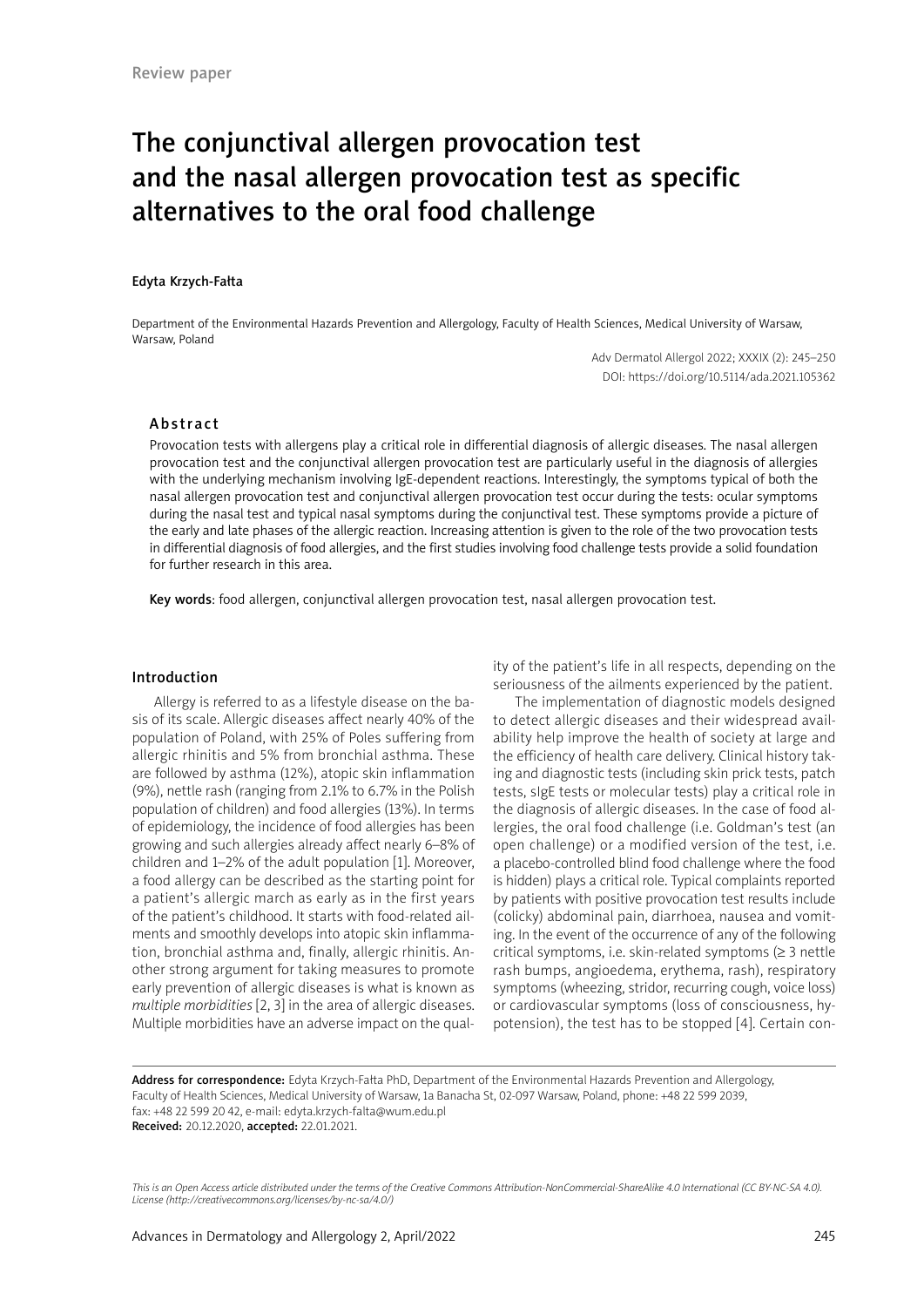Review paper

# The conjunctival allergen provocation test and the nasal allergen provocation test as specific alternatives to the oral food challenge

**Edyta Krzych-Fałta**

Department of the Environmental Hazards Prevention and Allergology, Faculty of Health Sciences, Medical University of Warsaw, Warsaw, Poland

Adv Dermatol Allergol 2022; XXXIX (2): 245–250
DOI: https://doi.org/10.5114/ada.2021.105362

## Abstract

Provocation tests with allergens play a critical role in differential diagnosis of allergic diseases. The nasal allergen provocation test and the conjunctival allergen provocation test are particularly useful in the diagnosis of allergies with the underlying mechanism involving IgE-dependent reactions. Interestingly, the symptoms typical of both the nasal allergen provocation test and conjunctival allergen provocation test occur during the tests: ocular symptoms during the nasal test and typical nasal symptoms during the conjunctival test. These symptoms provide a picture of the early and late phases of the allergic reaction. Increasing attention is given to the role of the two provocation tests in differential diagnosis of food allergies, and the first studies involving food challenge tests provide a solid foundation for further research in this area.

**Key words**: food allergen, conjunctival allergen provocation test, nasal allergen provocation test.

## Introduction

Allergy is referred to as a lifestyle disease on the basis of its scale. Allergic diseases affect nearly 40% of the population of Poland, with 25% of Poles suffering from allergic rhinitis and 5% from bronchial asthma. These are followed by asthma (12%), atopic skin inflammation (9%), nettle rash (ranging from 2.1% to 6.7% in the Polish population of children) and food allergies (13%). In terms of epidemiology, the incidence of food allergies has been growing and such allergies already affect nearly 6–8% of children and 1–2% of the adult population [1]. Moreover, a food allergy can be described as the starting point for a patient's allergic march as early as in the first years of the patient's childhood. It starts with food-related ailments and smoothly develops into atopic skin inflammation, bronchial asthma and, finally, allergic rhinitis. Another strong argument for taking measures to promote early prevention of allergic diseases is what is known as *multiple morbidities* [2, 3] in the area of allergic diseases. Multiple morbidities have an adverse impact on the quality of the patient's life in all respects, depending on the seriousness of the ailments experienced by the patient.

The implementation of diagnostic models designed to detect allergic diseases and their widespread availability help improve the health of society at large and the efficiency of health care delivery. Clinical history taking and diagnostic tests (including skin prick tests, patch tests, sIgE tests or molecular tests) play a critical role in the diagnosis of allergic diseases. In the case of food allergies, the oral food challenge (i.e. Goldman's test (an open challenge) or a modified version of the test, i.e. a placebo-controlled blind food challenge where the food is hidden) plays a critical role. Typical complaints reported by patients with positive provocation test results include (colicky) abdominal pain, diarrhoea, nausea and vomiting. In the event of the occurrence of any of the following critical symptoms, i.e. skin-related symptoms (≥ 3 nettle rash bumps, angioedema, erythema, rash), respiratory symptoms (wheezing, stridor, recurring cough, voice loss) or cardiovascular symptoms (loss of consciousness, hypotension), the test has to be stopped [4]. Certain con-

**Address for correspondence:** Edyta Krzych-Fałta PhD, Department of the Environmental Hazards Prevention and Allergology, Faculty of Health Sciences, Medical University of Warsaw, 1a Banacha St, 02-097 Warsaw, Poland, phone: +48 22 599 2039, fax: +48 22 599 20 42, e-mail: edyta.krzych-falta@wum.edu.pl
**Received:** 20.12.2020, **accepted:** 22.01.2021.

*This is an Open Access article distributed under the terms of the Creative Commons Attribution-NonCommercial-ShareAlike 4.0 International (CC BY-NC-SA 4.0). License (http://creativecommons.org/licenses/by-nc-sa/4.0/)*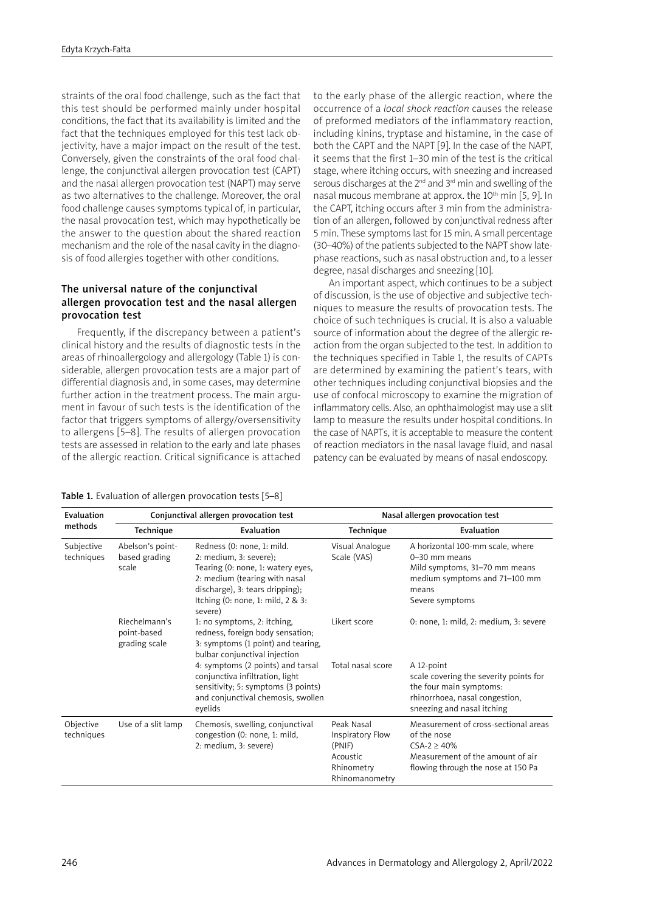straints of the oral food challenge, such as the fact that this test should be performed mainly under hospital conditions, the fact that its availability is limited and the fact that the techniques employed for this test lack objectivity, have a major impact on the result of the test. Conversely, given the constraints of the oral food challenge, the conjunctival allergen provocation test (CAPT) and the nasal allergen provocation test (NAPT) may serve as two alternatives to the challenge. Moreover, the oral food challenge causes symptoms typical of, in particular, the nasal provocation test, which may hypothetically be the answer to the question about the shared reaction mechanism and the role of the nasal cavity in the diagnosis of food allergies together with other conditions.

## The universal nature of the conjunctival allergen provocation test and the nasal allergen provocation test

Frequently, if the discrepancy between a patient's clinical history and the results of diagnostic tests in the areas of rhinoallergology and allergology (Table 1) is considerable, allergen provocation tests are a major part of differential diagnosis and, in some cases, may determine further action in the treatment process. The main argument in favour of such tests is the identification of the factor that triggers symptoms of allergy/oversensitivity to allergens [5–8]. The results of allergen provocation tests are assessed in relation to the early and late phases of the allergic reaction. Critical significance is attached to the early phase of the allergic reaction, where the occurrence of a *local shock reaction* causes the release of preformed mediators of the inflammatory reaction, including kinins, tryptase and histamine, in the case of both the CAPT and the NAPT [9]. In the case of the NAPT, it seems that the first 1–30 min of the test is the critical stage, where itching occurs, with sneezing and increased serous discharges at the 2nd and 3rd min and swelling of the nasal mucous membrane at approx. the 10th min [5, 9]. In the CAPT, itching occurs after 3 min from the administration of an allergen, followed by conjunctival redness after 5 min. These symptoms last for 15 min. A small percentage (30–40%) of the patients subjected to the NAPT show late-phase reactions, such as nasal obstruction and, to a lesser degree, nasal discharges and sneezing [10].

An important aspect, which continues to be a subject of discussion, is the use of objective and subjective techniques to measure the results of provocation tests. The choice of such techniques is crucial. It is also a valuable source of information about the degree of the allergic reaction from the organ subjected to the test. In addition to the techniques specified in Table 1, the results of CAPTs are determined by examining the patient's tears, with other techniques including conjunctival biopsies and the use of confocal microscopy to examine the migration of inflammatory cells. Also, an ophthalmologist may use a slit lamp to measure the results under hospital conditions. In the case of NAPTs, it is acceptable to measure the content of reaction mediators in the nasal lavage fluid, and nasal patency can be evaluated by means of nasal endoscopy.

**Table 1.** Evaluation of allergen provocation tests [5–8]

| Evaluation methods | Conjunctival allergen provocation test | | Nasal allergen provocation test | |
|---|---|---|---|---|
| | Technique | Evaluation | Technique | Evaluation |
| Subjective techniques | Abelson's point-based grading scale | Redness (0: none, 1: mild. 2: medium, 3: severe); Tearing (0: none, 1: watery eyes, 2: medium (tearing with nasal discharge), 3: tears dripping); Itching (0: none, 1: mild, 2 & 3: severe) | Visual Analogue Scale (VAS) | A horizontal 100-mm scale, where 0–30 mm means Mild symptoms, 31–70 mm means medium symptoms and 71–100 mm means Severe symptoms |
| | Riechelmann's point-based grading scale | 1: no symptoms, 2: itching, redness, foreign body sensation; 3: symptoms (1 point) and tearing, bulbar conjunctival injection | Likert score | 0: none, 1: mild, 2: medium, 3: severe |
| | | 4: symptoms (2 points) and tarsal conjunctiva infiltration, light sensitivity; 5: symptoms (3 points) and conjunctival chemosis, swollen eyelids | Total nasal score | A 12-point scale covering the severity points for the four main symptoms: rhinorrhoea, nasal congestion, sneezing and nasal itching |
| Objective techniques | Use of a slit lamp | Chemosis, swelling, conjunctival congestion (0: none, 1: mild, 2: medium, 3: severe) | Peak Nasal Inspiratory Flow (PNIF) Acoustic Rhinometry Rhinomanometry | Measurement of cross-sectional areas of the nose CSA-2 ≥ 40% Measurement of the amount of air flowing through the nose at 150 Pa |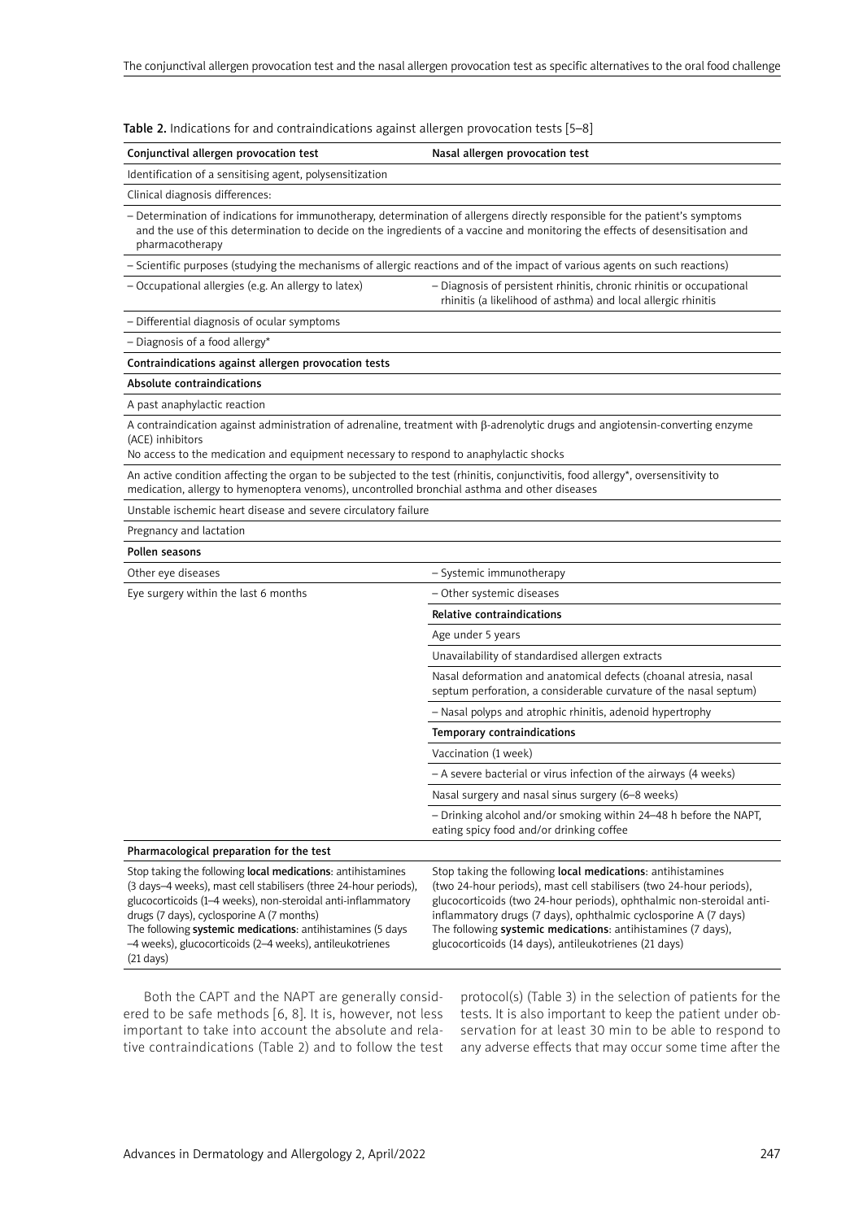Table 2. Indications for and contraindications against allergen provocation tests [5–8]

| Conjunctival allergen provocation test | Nasal allergen provocation test |
|---|---|
| Identification of a sensitising agent, polysensitization | |
| Clinical diagnosis differences: | |
| – Determination of indications for immunotherapy, determination of allergens directly responsible for the patient's symptoms and the use of this determination to decide on the ingredients of a vaccine and monitoring the effects of desensitisation and pharmacotherapy | |
| – Scientific purposes (studying the mechanisms of allergic reactions and of the impact of various agents on such reactions) | |
| – Occupational allergies (e.g. An allergy to latex) | – Diagnosis of persistent rhinitis, chronic rhinitis or occupational rhinitis (a likelihood of asthma) and local allergic rhinitis |
| – Differential diagnosis of ocular symptoms | |
| – Diagnosis of a food allergy* | |
| **Contraindications against allergen provocation tests** | |
| **Absolute contraindications** | |
| A past anaphylactic reaction | |
| A contraindication against administration of adrenaline, treatment with β-adrenolytic drugs and angiotensin-converting enzyme (ACE) inhibitors<br>No access to the medication and equipment necessary to respond to anaphylactic shocks | |
| An active condition affecting the organ to be subjected to the test (rhinitis, conjunctivitis, food allergy*, oversensitivity to medication, allergy to hymenoptera venoms), uncontrolled bronchial asthma and other diseases | |
| Unstable ischemic heart disease and severe circulatory failure | |
| Pregnancy and lactation | |
| **Pollen seasons** | |
| Other eye diseases | – Systemic immunotherapy |
| Eye surgery within the last 6 months | – Other systemic diseases |
| | **Relative contraindications** |
| | Age under 5 years |
| | Unavailability of standardised allergen extracts |
| | Nasal deformation and anatomical defects (choanal atresia, nasal septum perforation, a considerable curvature of the nasal septum) |
| | – Nasal polyps and atrophic rhinitis, adenoid hypertrophy |
| | **Temporary contraindications** |
| | Vaccination (1 week) |
| | – A severe bacterial or virus infection of the airways (4 weeks) |
| | Nasal surgery and nasal sinus surgery (6–8 weeks) |
| | – Drinking alcohol and/or smoking within 24–48 h before the NAPT, eating spicy food and/or drinking coffee |
| **Pharmacological preparation for the test** | |
| Stop taking the following **local medications**: antihistamines (3 days–4 weeks), mast cell stabilisers (three 24-hour periods), glucocorticoids (1–4 weeks), non-steroidal anti-inflammatory drugs (7 days), cyclosporine A (7 months)<br>The following **systemic medications**: antihistamines (5 days –4 weeks), glucocorticoids (2–4 weeks), antileukotrienes (21 days) | Stop taking the following **local medications**: antihistamines (two 24-hour periods), mast cell stabilisers (two 24-hour periods), glucocorticoids (two 24-hour periods), ophthalmic non-steroidal anti-inflammatory drugs (7 days), ophthalmic cyclosporine A (7 days)<br>The following **systemic medications**: antihistamines (7 days), glucocorticoids (14 days), antileukotrienes (21 days) |

Both the CAPT and the NAPT are generally considered to be safe methods [6, 8]. It is, however, not less important to take into account the absolute and relative contraindications (Table 2) and to follow the test protocol(s) (Table 3) in the selection of patients for the tests. It is also important to keep the patient under observation for at least 30 min to be able to respond to any adverse effects that may occur some time after the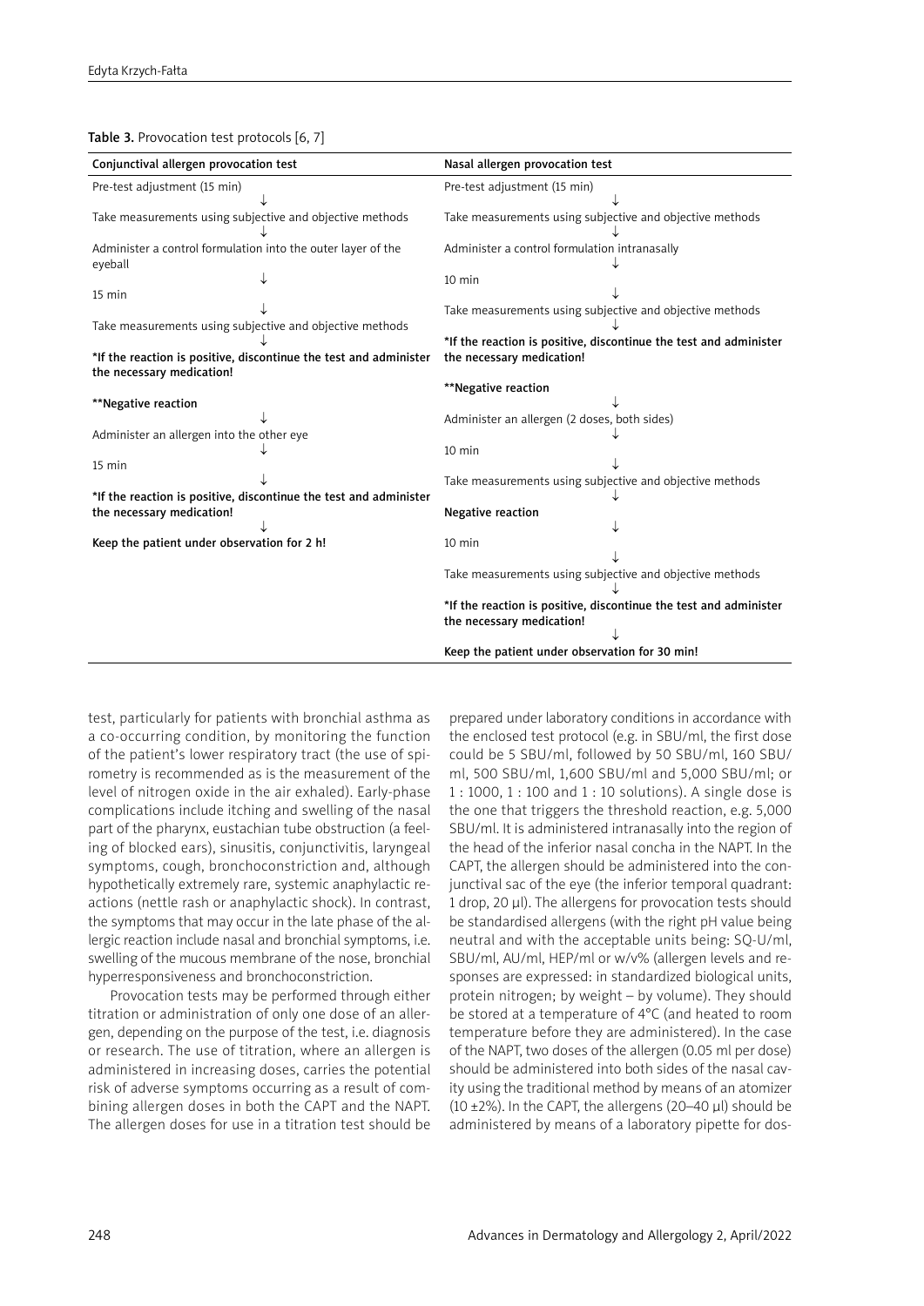**Table 3.** Provocation test protocols [6, 7]

| Conjunctival allergen provocation test | Nasal allergen provocation test |
|---|---|
| Pre-test adjustment (15 min) | Pre-test adjustment (15 min) |
| ↓ | ↓ |
| Take measurements using subjective and objective methods | Take measurements using subjective and objective methods |
| ↓ | ↓ |
| Administer a control formulation into the outer layer of the eyeball | Administer a control formulation intranasally |
| ↓ | ↓ |
| 15 min | 10 min |
| ↓ | ↓ |
| Take measurements using subjective and objective methods | Take measurements using subjective and objective methods |
| ↓ | ↓ |
| **\*If the reaction is positive, discontinue the test and administer the necessary medication!** | **\*If the reaction is positive, discontinue the test and administer the necessary medication!** |
| **\*\*Negative reaction** | **\*\*Negative reaction** |
| ↓ | ↓ |
| Administer an allergen into the other eye | Administer an allergen (2 doses, both sides) |
| ↓ | ↓ |
| 15 min | 10 min |
| ↓ | ↓ |
| **\*If the reaction is positive, discontinue the test and administer the necessary medication!** | Take measurements using subjective and objective methods |
| ↓ | ↓ |
| **Keep the patient under observation for 2 h!** | **Negative reaction** |
| | ↓ |
| | 10 min |
| | ↓ |
| | Take measurements using subjective and objective methods |
| | ↓ |
| | **\*If the reaction is positive, discontinue the test and administer the necessary medication!** |
| | ↓ |
| | **Keep the patient under observation for 30 min!** |

test, particularly for patients with bronchial asthma as a co-occurring condition, by monitoring the function of the patient's lower respiratory tract (the use of spirometry is recommended as is the measurement of the level of nitrogen oxide in the air exhaled). Early-phase complications include itching and swelling of the nasal part of the pharynx, eustachian tube obstruction (a feeling of blocked ears), sinusitis, conjunctivitis, laryngeal symptoms, cough, bronchoconstriction and, although hypothetically extremely rare, systemic anaphylactic reactions (nettle rash or anaphylactic shock). In contrast, the symptoms that may occur in the late phase of the allergic reaction include nasal and bronchial symptoms, i.e. swelling of the mucous membrane of the nose, bronchial hyperresponsiveness and bronchoconstriction.

Provocation tests may be performed through either titration or administration of only one dose of an allergen, depending on the purpose of the test, i.e. diagnosis or research. The use of titration, where an allergen is administered in increasing doses, carries the potential risk of adverse symptoms occurring as a result of combining allergen doses in both the CAPT and the NAPT. The allergen doses for use in a titration test should be prepared under laboratory conditions in accordance with the enclosed test protocol (e.g. in SBU/ml, the first dose could be 5 SBU/ml, followed by 50 SBU/ml, 160 SBU/ml, 500 SBU/ml, 1,600 SBU/ml and 5,000 SBU/ml; or 1 : 1000, 1 : 100 and 1 : 10 solutions). A single dose is the one that triggers the threshold reaction, e.g. 5,000 SBU/ml. It is administered intranasally into the region of the head of the inferior nasal concha in the NAPT. In the CAPT, the allergen should be administered into the conjunctival sac of the eye (the inferior temporal quadrant: 1 drop, 20 µl). The allergens for provocation tests should be standardised allergens (with the right pH value being neutral and with the acceptable units being: SQ-U/ml, SBU/ml, AU/ml, HEP/ml or w/v% (allergen levels and responses are expressed: in standardized biological units, protein nitrogen; by weight – by volume). They should be stored at a temperature of 4°C (and heated to room temperature before they are administered). In the case of the NAPT, two doses of the allergen (0.05 ml per dose) should be administered into both sides of the nasal cavity using the traditional method by means of an atomizer (10 ±2%). In the CAPT, the allergens (20–40 µl) should be administered by means of a laboratory pipette for dos-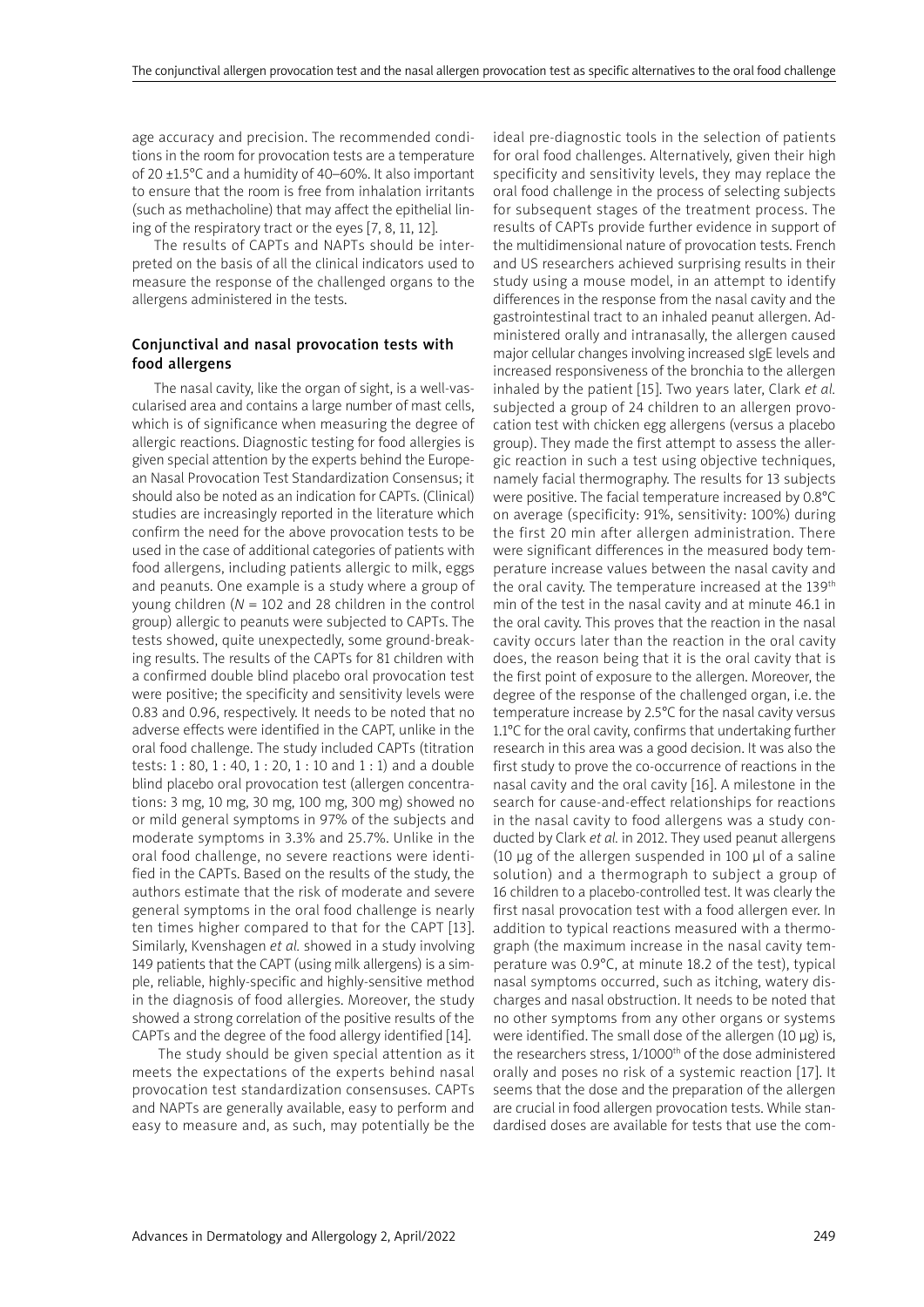age accuracy and precision. The recommended conditions in the room for provocation tests are a temperature of 20 ±1.5°C and a humidity of 40–60%. It also important to ensure that the room is free from inhalation irritants (such as methacholine) that may affect the epithelial lining of the respiratory tract or the eyes [7, 8, 11, 12].

The results of CAPTs and NAPTs should be interpreted on the basis of all the clinical indicators used to measure the response of the challenged organs to the allergens administered in the tests.

## Conjunctival and nasal provocation tests with food allergens

The nasal cavity, like the organ of sight, is a well-vascularised area and contains a large number of mast cells, which is of significance when measuring the degree of allergic reactions. Diagnostic testing for food allergies is given special attention by the experts behind the European Nasal Provocation Test Standardization Consensus; it should also be noted as an indication for CAPTs. (Clinical) studies are increasingly reported in the literature which confirm the need for the above provocation tests to be used in the case of additional categories of patients with food allergens, including patients allergic to milk, eggs and peanuts. One example is a study where a group of young children (*N* = 102 and 28 children in the control group) allergic to peanuts were subjected to CAPTs. The tests showed, quite unexpectedly, some ground-breaking results. The results of the CAPTs for 81 children with a confirmed double blind placebo oral provocation test were positive; the specificity and sensitivity levels were 0.83 and 0.96, respectively. It needs to be noted that no adverse effects were identified in the CAPT, unlike in the oral food challenge. The study included CAPTs (titration tests: 1 : 80, 1 : 40, 1 : 20, 1 : 10 and 1 : 1) and a double blind placebo oral provocation test (allergen concentrations: 3 mg, 10 mg, 30 mg, 100 mg, 300 mg) showed no or mild general symptoms in 97% of the subjects and moderate symptoms in 3.3% and 25.7%. Unlike in the oral food challenge, no severe reactions were identified in the CAPTs. Based on the results of the study, the authors estimate that the risk of moderate and severe general symptoms in the oral food challenge is nearly ten times higher compared to that for the CAPT [13]. Similarly, Kvenshagen *et al.* showed in a study involving 149 patients that the CAPT (using milk allergens) is a simple, reliable, highly-specific and highly-sensitive method in the diagnosis of food allergies. Moreover, the study showed a strong correlation of the positive results of the CAPTs and the degree of the food allergy identified [14].

The study should be given special attention as it meets the expectations of the experts behind nasal provocation test standardization consensuses. CAPTs and NAPTs are generally available, easy to perform and easy to measure and, as such, may potentially be the ideal pre-diagnostic tools in the selection of patients for oral food challenges. Alternatively, given their high specificity and sensitivity levels, they may replace the oral food challenge in the process of selecting subjects for subsequent stages of the treatment process. The results of CAPTs provide further evidence in support of the multidimensional nature of provocation tests. French and US researchers achieved surprising results in their study using a mouse model, in an attempt to identify differences in the response from the nasal cavity and the gastrointestinal tract to an inhaled peanut allergen. Administered orally and intranasally, the allergen caused major cellular changes involving increased sIgE levels and increased responsiveness of the bronchia to the allergen inhaled by the patient [15]. Two years later, Clark *et al.* subjected a group of 24 children to an allergen provocation test with chicken egg allergens (versus a placebo group). They made the first attempt to assess the allergic reaction in such a test using objective techniques, namely facial thermography. The results for 13 subjects were positive. The facial temperature increased by 0.8°C on average (specificity: 91%, sensitivity: 100%) during the first 20 min after allergen administration. There were significant differences in the measured body temperature increase values between the nasal cavity and the oral cavity. The temperature increased at the 139th min of the test in the nasal cavity and at minute 46.1 in the oral cavity. This proves that the reaction in the nasal cavity occurs later than the reaction in the oral cavity does, the reason being that it is the oral cavity that is the first point of exposure to the allergen. Moreover, the degree of the response of the challenged organ, i.e. the temperature increase by 2.5°C for the nasal cavity versus 1.1°C for the oral cavity, confirms that undertaking further research in this area was a good decision. It was also the first study to prove the co-occurrence of reactions in the nasal cavity and the oral cavity [16]. A milestone in the search for cause-and-effect relationships for reactions in the nasal cavity to food allergens was a study conducted by Clark *et al.* in 2012. They used peanut allergens (10 µg of the allergen suspended in 100 µl of a saline solution) and a thermograph to subject a group of 16 children to a placebo-controlled test. It was clearly the first nasal provocation test with a food allergen ever. In addition to typical reactions measured with a thermograph (the maximum increase in the nasal cavity temperature was 0.9°C, at minute 18.2 of the test), typical nasal symptoms occurred, such as itching, watery discharges and nasal obstruction. It needs to be noted that no other symptoms from any other organs or systems were identified. The small dose of the allergen (10 µg) is, the researchers stress, 1/1000th of the dose administered orally and poses no risk of a systemic reaction [17]. It seems that the dose and the preparation of the allergen are crucial in food allergen provocation tests. While standardised doses are available for tests that use the com-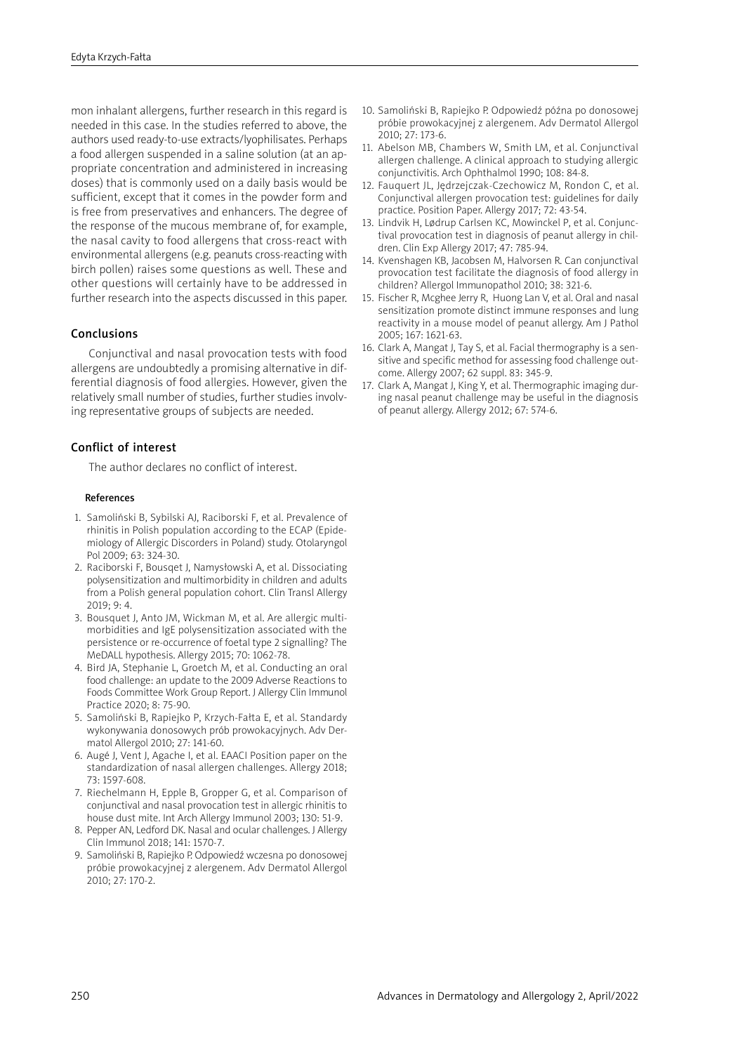mon inhalant allergens, further research in this regard is needed in this case. In the studies referred to above, the authors used ready-to-use extracts/lyophilisates. Perhaps a food allergen suspended in a saline solution (at an appropriate concentration and administered in increasing doses) that is commonly used on a daily basis would be sufficient, except that it comes in the powder form and is free from preservatives and enhancers. The degree of the response of the mucous membrane of, for example, the nasal cavity to food allergens that cross-react with environmental allergens (e.g. peanuts cross-reacting with birch pollen) raises some questions as well. These and other questions will certainly have to be addressed in further research into the aspects discussed in this paper.

## Conclusions

Conjunctival and nasal provocation tests with food allergens are undoubtedly a promising alternative in differential diagnosis of food allergies. However, given the relatively small number of studies, further studies involving representative groups of subjects are needed.

## Conflict of interest

The author declares no conflict of interest.

### References

1. Samoliński B, Sybilski AJ, Raciborski F, et al. Prevalence of rhinitis in Polish population according to the ECAP (Epidemiology of Allergic Discorders in Poland) study. Otolaryngol Pol 2009; 63: 324-30.
2. Raciborski F, Bousqet J, Namysłowski A, et al. Dissociating polysensitization and multimorbidity in children and adults from a Polish general population cohort. Clin Transl Allergy 2019; 9: 4.
3. Bousquet J, Anto JM, Wickman M, et al. Are allergic multimorbidities and IgE polysensitization associated with the persistence or re-occurrence of foetal type 2 signalling? The MeDALL hypothesis. Allergy 2015; 70: 1062-78.
4. Bird JA, Stephanie L, Groetch M, et al. Conducting an oral food challenge: an update to the 2009 Adverse Reactions to Foods Committee Work Group Report. J Allergy Clin Immunol Practice 2020; 8: 75-90.
5. Samoliński B, Rapiejko P, Krzych-Fałta E, et al. Standardy wykonywania donosowych prób prowokacyjnych. Adv Dermatol Allergol 2010; 27: 141-60.
6. Augé J, Vent J, Agache I, et al. EAACI Position paper on the standardization of nasal allergen challenges. Allergy 2018; 73: 1597-608.
7. Riechelmann H, Epple B, Gropper G, et al. Comparison of conjunctival and nasal provocation test in allergic rhinitis to house dust mite. Int Arch Allergy Immunol 2003; 130: 51-9.
8. Pepper AN, Ledford DK. Nasal and ocular challenges. J Allergy Clin Immunol 2018; 141: 1570-7.
9. Samoliński B, Rapiejko P. Odpowiedź wczesna po donosowej próbie prowokacyjnej z alergenem. Adv Dermatol Allergol 2010; 27: 170-2.
10. Samoliński B, Rapiejko P. Odpowiedź późna po donosowej próbie prowokacyjnej z alergenem. Adv Dermatol Allergol 2010; 27: 173-6.
11. Abelson MB, Chambers W, Smith LM, et al. Conjunctival allergen challenge. A clinical approach to studying allergic conjunctivitis. Arch Ophthalmol 1990; 108: 84-8.
12. Fauquert JL, Jędrzejczak-Czechowicz M, Rondon C, et al. Conjunctival allergen provocation test: guidelines for daily practice. Position Paper. Allergy 2017; 72: 43-54.
13. Lindvik H, Lødrup Carlsen KC, Mowinckel P, et al. Conjunctival provocation test in diagnosis of peanut allergy in children. Clin Exp Allergy 2017; 47: 785-94.
14. Kvenshagen KB, Jacobsen M, Halvorsen R. Can conjunctival provocation test facilitate the diagnosis of food allergy in children? Allergol Immunopathol 2010; 38: 321-6.
15. Fischer R, Mcghee Jerry R, Huong Lan V, et al. Oral and nasal sensitization promote distinct immune responses and lung reactivity in a mouse model of peanut allergy. Am J Pathol 2005; 167: 1621-63.
16. Clark A, Mangat J, Tay S, et al. Facial thermography is a sensitive and specific method for assessing food challenge outcome. Allergy 2007; 62 suppl. 83: 345-9.
17. Clark A, Mangat J, King Y, et al. Thermographic imaging during nasal peanut challenge may be useful in the diagnosis of peanut allergy. Allergy 2012; 67: 574-6.